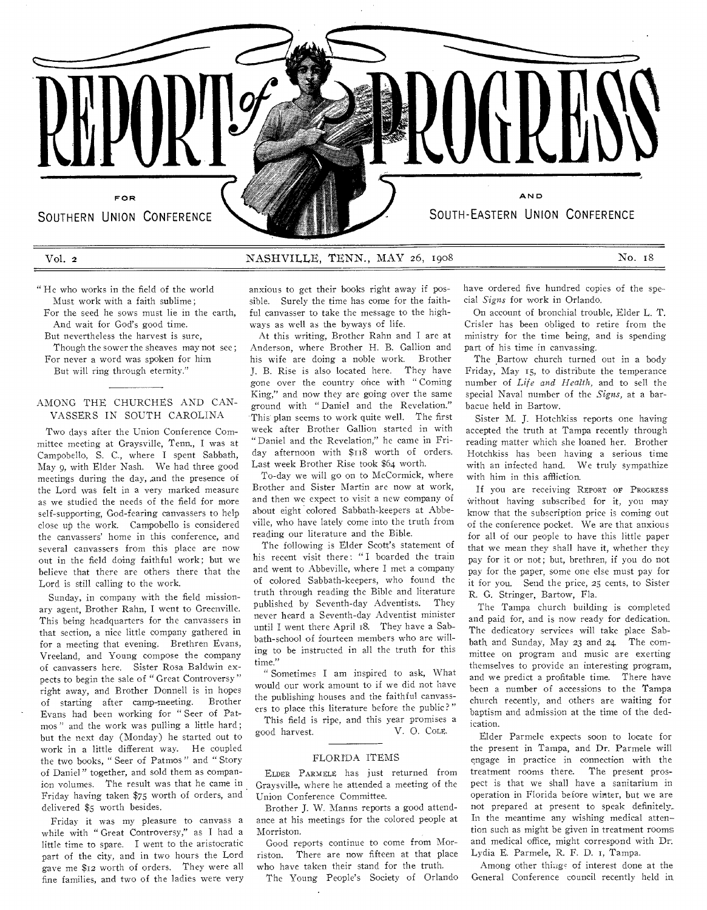# REPORT of PROGRESS

FOR SOUTHERN UNION CONFERENCE AND SOUTH-EASTERN UNION CONFERENCE

Vol. 2 NASHVILLE, TENN., MAY 26, 1908 No. 18

"He who works in the field of the world
Must work with a faith sublime;
For the seed he sows must lie in the earth,
And wait for God's good time.
But nevertheless the harvest is sure,
Though the sower the sheaves may not see;
For never a word was spoken for him
But will ring through eternity."

## AMONG THE CHURCHES AND CANVASSERS IN SOUTH CAROLINA

Two days after the Union Conference Committee meeting at Graysville, Tenn., I was at Campobello, S. C., where I spent Sabbath, May 9, with Elder Nash. We had three good meetings during the day, and the presence of the Lord was felt in a very marked measure as we studied the needs of the field for more self-supporting, God-fearing canvassers to help close up the work. Campobello is considered the canvassers' home in this conference, and several canvassers from this place are now out in the field doing faithful work; but we believe that there are others there that the Lord is still calling to the work.

Sunday, in company with the field missionary agent, Brother Rahn, I went to Greenville. This being headquarters for the canvassers in that section, a nice little company gathered in for a meeting that evening. Brethren Evans, Vreeland, and Young compose the company of canvassers here. Sister Rosa Baldwin expects to begin the sale of "Great Controversy" right away, and Brother Donnell is in hopes of starting after camp-meeting. Brother Evans had been working for "Seer of Patmos" and the work was pulling a little hard; but the next day (Monday) he started out to work in a little different way. He coupled the two books, "Seer of Patmos" and "Story of Daniel" together, and sold them as companion volumes. The result was that he came in Friday having taken $75 worth of orders, and delivered $5 worth besides.

Friday it was my pleasure to canvass a while with "Great Controversy," as I had a little time to spare. I went to the aristocratic part of the city, and in two hours the Lord gave me $12 worth of orders. They were all fine families, and two of the ladies were very anxious to get their books right away if possible. Surely the time has come for the faithful canvasser to take the message to the highways as well as the byways of life.

At this writing, Brother Rahn and I are at Anderson, where Brother H. B. Gallion and his wife are doing a noble work. Brother J. B. Rise is also located here. They have gone over the country once with "Coming King," and now they are going over the same ground with "Daniel and the Revelation." This plan seems to work quite well. The first week after Brother Gallion started in with "Daniel and the Revelation," he came in Friday afternoon with $118 worth of orders. Last week Brother Rise took $64 worth.

To-day we will go on to McCormick, where Brother and Sister Martin are now at work, and then we expect to visit a new company of about eight colored Sabbath-keepers at Abbeville, who have lately come into the truth from reading our literature and the Bible.

The following is Elder Scott's statement of his recent visit there: "I boarded the train and went to Abbeville, where I met a company of colored Sabbath-keepers, who found the truth through reading the Bible and literature published by Seventh-day Adventists. They never heard a Seventh-day Adventist minister until I went there April 18. They have a Sabbath-school of fourteen members who are willing to be instructed in all the truth for this time."

"Sometimes I am inspired to ask, What would our work amount to if we did not have the publishing houses and the faithful canvassers to place this literature before the public?"

This field is ripe, and this year promises a good harvest. V. O. COLE.

## FLORIDA ITEMS

ELDER PARMELE has just returned from Graysville, where he attended a meeting of the Union Conference Committee.

Brother J. W. Manns reports a good attendance at his meetings for the colored people at Morriston.

Good reports continue to come from Morriston. There are now fifteen at that place who have taken their stand for the truth.

The Young People's Society of Orlando have ordered five hundred copies of the special *Signs* for work in Orlando.

On account of bronchial trouble, Elder L. T. Crisler has been obliged to retire from the ministry for the time being, and is spending part of his time in canvassing.

The Bartow church turned out in a body Friday, May 15, to distribute the temperance number of *Life and Health*, and to sell the special Naval number of the *Signs*, at a barbacue held in Bartow.

Sister M. J. Hotchkiss reports one having accepted the truth at Tampa recently through reading matter which she loaned her. Brother Hotchkiss has been having a serious time with an infected hand. We truly sympathize with him in this affliction.

If you are receiving REPORT OF PROGRESS without having subscribed for it, you may know that the subscription price is coming out of the conference pocket. We are that anxious for all of our people to have this little paper that we mean they shall have it, whether they pay for it or not; but, brethren, if you do not pay for the paper, some one else must pay for it for you. Send the price, 25 cents, to Sister R. G. Stringer, Bartow, Fla.

The Tampa church building is completed and paid for, and is now ready for dedication. The dedicatory services will take place Sabbath and Sunday, May 23 and 24. The committee on program and music are exerting themselves to provide an interesting program, and we predict a profitable time. There have been a number of accessions to the Tampa church recently, and others are waiting for baptism and admission at the time of the dedication.

Elder Parmele expects soon to locate for the present in Tampa, and Dr. Parmele will engage in practice in connection with the treatment rooms there. The present prospect is that we shall have a sanitarium in operation in Florida before winter, but we are not prepared at present to speak definitely. In the meantime any wishing medical attention such as might be given in treatment rooms and medical office, might correspond with Dr. Lydia E. Parmele, R. F. D. 1, Tampa.

Among other things of interest done at the General Conference council recently held in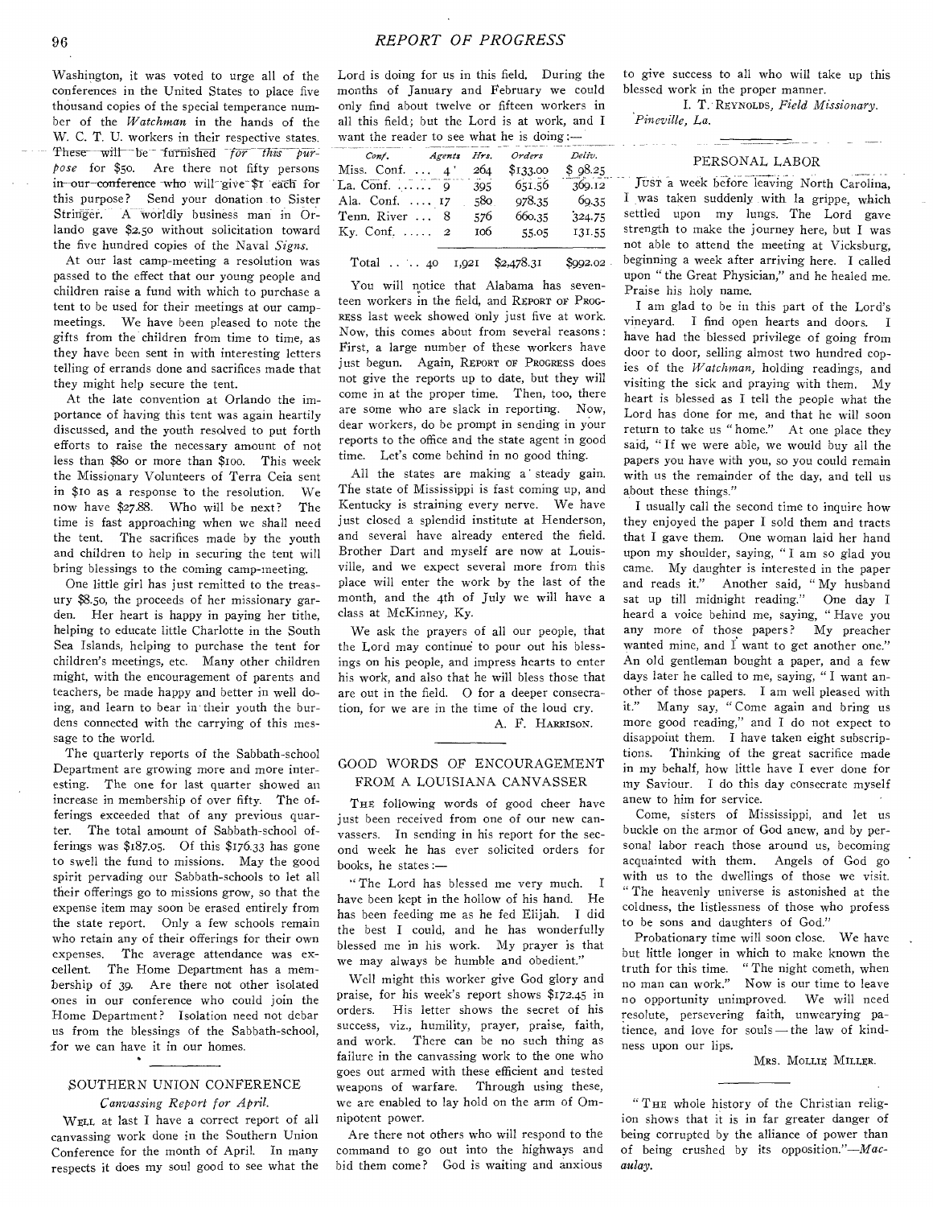Washington, it was voted to urge all of the conferences in the United States to place five thousand copies of the special temperance number of the *Watchman* in the hands of the W. C. T. U. workers in their respective states. These will be furnished *for this purpose* for $50. Are there not fifty persons in our conference who will give $1 each for this purpose? Send your donation to Sister Stringer. A worldly business man in Orlando gave $2.50 without solicitation toward the five hundred copies of the Naval *Signs*.

At our last camp-meeting a resolution was passed to the effect that our young people and children raise a fund with which to purchase a tent to be used for their meetings at our camp-meetings. We have been pleased to note the gifts from the children from time to time, as they have been sent in with interesting letters telling of errands done and sacrifices made that they might help secure the tent.

At the late convention at Orlando the importance of having this tent was again heartily discussed, and the youth resolved to put forth efforts to raise the necessary amount of not less than $80 or more than $100. This week the Missionary Volunteers of Terra Ceia sent in $10 as a response to the resolution. We now have $27.88. Who will be next? The time is fast approaching when we shall need the tent. The sacrifices made by the youth and children to help in securing the tent will bring blessings to the coming camp-meeting.

One little girl has just remitted to the treasury $8.50, the proceeds of her missionary garden. Her heart is happy in paying her tithe, helping to educate little Charlotte in the South Sea Islands, helping to purchase the tent for children's meetings, etc. Many other children might, with the encouragement of parents and teachers, be made happy and better in well doing, and learn to bear in their youth the burdens connected with the carrying of this message to the world.

The quarterly reports of the Sabbath-school Department are growing more and more interesting. The one for last quarter showed an increase in membership of over fifty. The offerings exceeded that of any previous quarter. The total amount of Sabbath-school offerings was $187.05. Of this $176.33 has gone to swell the fund to missions. May the good spirit pervading our Sabbath-schools to let all their offerings go to missions grow, so that the expense item may soon be erased entirely from the state report. Only a few schools remain who retain any of their offerings for their own expenses. The average attendance was excellent. The Home Department has a membership of 39. Are there not other isolated ones in our conference who could join the Home Department? Isolation need not debar us from the blessings of the Sabbath-school, for we can have it in our homes.

## SOUTHERN UNION CONFERENCE

*Canvassing Report for April.*

Well at last I have a correct report of all canvassing work done in the Southern Union Conference for the month of April. In many respects it does my soul good to see what the Lord is doing for us in this field. During the months of January and February we could only find about twelve or fifteen workers in all this field; but the Lord is at work, and I want the reader to see what he is doing:—

| *Conf.* | *Agents* | *Hrs.* | *Orders* | *Deliv.* |
|---|---|---|---|---|
| Miss. Conf. | 4 | 264 | $133.00 | $ 98.25 |
| La. Conf. | 9 | 395 | 651.56 | 369.12 |
| Ala. Conf. | 17 | 580 | 978.35 | 69.35 |
| Tenn. River | 8 | 576 | 660.35 | 324.75 |
| Ky. Conf. | 2 | 106 | 55.05 | 131.55 |
| Total | 40 | 1,921 | $2,478.31 | $992.02 |

You will notice that Alabama has seventeen workers in the field, and Report of Progress last week showed only just five at work. Now, this comes about from several reasons: First, a large number of these workers have just begun. Again, Report of Progress does not give the reports up to date, but they will come in at the proper time. Then, too, there are some who are slack in reporting. Now, dear workers, do be prompt in sending in your reports to the office and the state agent in good time. Let's come behind in no good thing.

All the states are making a steady gain. The state of Mississippi is fast coming up, and Kentucky is straining every nerve. We have just closed a splendid institute at Henderson, and several have already entered the field. Brother Dart and myself are now at Louisville, and we expect several more from this place will enter the work by the last of the month, and the 4th of July we will have a class at McKinney, Ky.

We ask the prayers of all our people, that the Lord may continue to pour out his blessings on his people, and impress hearts to enter his work, and also that he will bless those that are out in the field. O for a deeper consecration, for we are in the time of the loud cry.

A. F. Harrison.

## GOOD WORDS OF ENCOURAGEMENT FROM A LOUISIANA CANVASSER

The following words of good cheer have just been received from one of our new canvassers. In sending in his report for the second week he has ever solicited orders for books, he states:—

"The Lord has blessed me very much. I have been kept in the hollow of his hand. He has been feeding me as he fed Elijah. I did the best I could, and he has wonderfully blessed me in his work. My prayer is that we may always be humble and obedient."

Well might this worker give God glory and praise, for his week's report shows $172.45 in orders. His letter shows the secret of his success, viz., humility, prayer, praise, faith, and work. There can be no such thing as failure in the canvassing work to the one who goes out armed with these efficient and tested weapons of warfare. Through using these, we are enabled to lay hold on the arm of Omnipotent power.

Are there not others who will respond to the command to go out into the highways and bid them come? God is waiting and anxious to give success to all who will take up this blessed work in the proper manner.

I. T. Reynolds, *Field Missionary.*
*Pineville, La.*

## PERSONAL LABOR

Just a week before leaving North Carolina, I was taken suddenly with la grippe, which settled upon my lungs. The Lord gave strength to make the journey here, but I was not able to attend the meeting at Vicksburg, beginning a week after arriving here. I called upon "the Great Physician," and he healed me. Praise his holy name.

I am glad to be in this part of the Lord's vineyard. I find open hearts and doors. I have had the blessed privilege of going from door to door, selling almost two hundred copies of the *Watchman*, holding readings, and visiting the sick and praying with them. My heart is blessed as I tell the people what the Lord has done for me, and that he will soon return to take us "home." At one place they said, "If we were able, we would buy all the papers you have with you, so you could remain with us the remainder of the day, and tell us about these things."

I usually call the second time to inquire how they enjoyed the paper I sold them and tracts that I gave them. One woman laid her hand upon my shoulder, saying, "I am so glad you came. My daughter is interested in the paper and reads it." Another said, "My husband sat up till midnight reading." One day I heard a voice behind me, saying, "Have you any more of those papers? My preacher wanted mine, and I want to get another one." An old gentleman bought a paper, and a few days later he called to me, saying, "I want another of those papers. I am well pleased with it." Many say, "Come again and bring us more good reading," and I do not expect to disappoint them. I have taken eight subscriptions. Thinking of the great sacrifice made in my behalf, how little have I ever done for my Saviour. I do this day consecrate myself anew to him for service.

Come, sisters of Mississippi, and let us buckle on the armor of God anew, and by personal labor reach those around us, becoming acquainted with them. Angels of God go with us to the dwellings of those we visit. "The heavenly universe is astonished at the coldness, the listlessness of those who profess to be sons and daughters of God."

Probationary time will soon close. We have but little longer in which to make known the truth for this time. "The night cometh, when no man can work." Now is our time to leave no opportunity unimproved. We will need resolute, persevering faith, unwearying patience, and love for souls — the law of kindness upon our lips.

Mrs. Mollie Miller.

"The whole history of the Christian religion shows that it is in far greater danger of being corrupted by the alliance of power than of being crushed by its opposition."—*Macaulay.*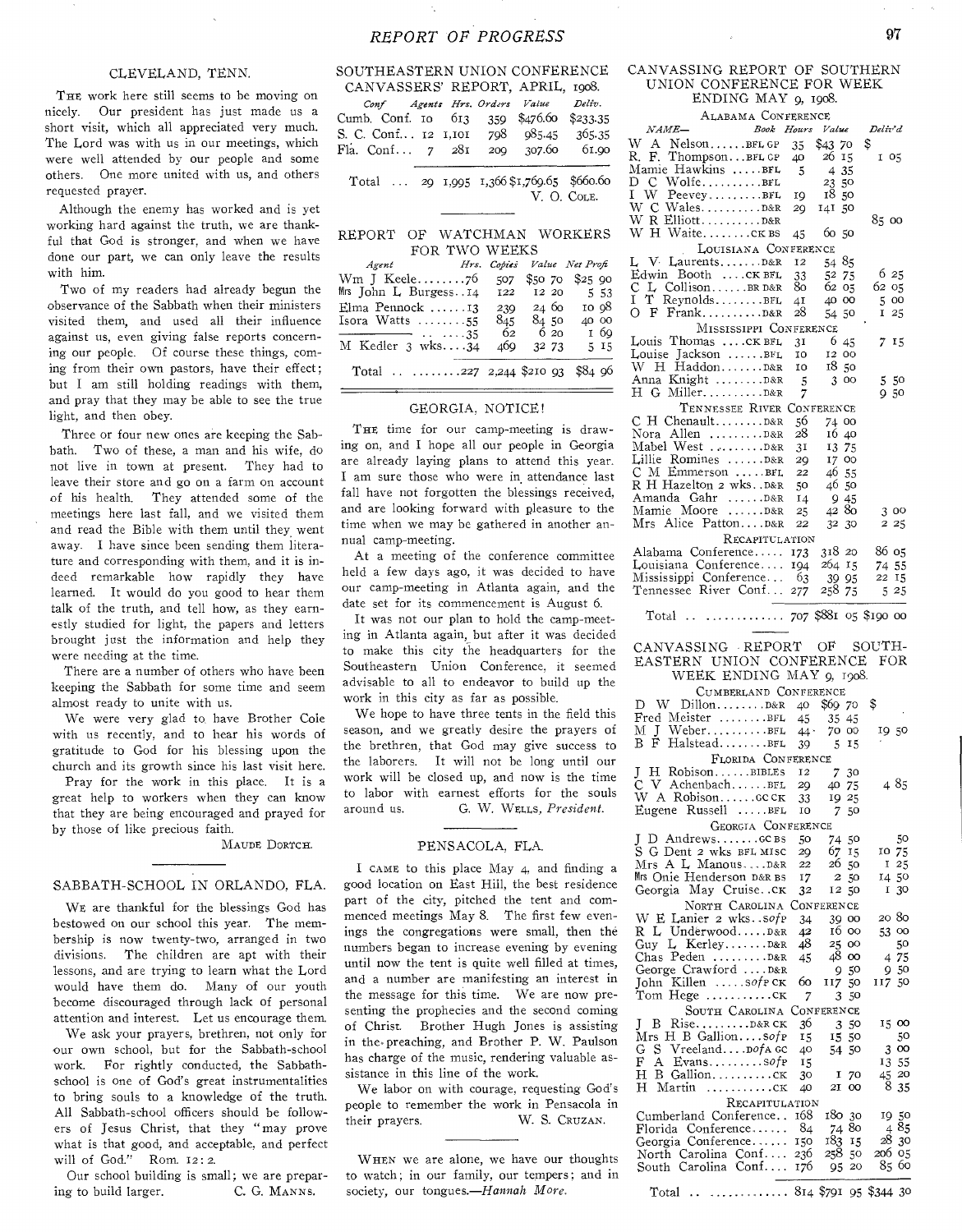## CLEVELAND, TENN.

The work here still seems to be moving on nicely. Our president has just made us a short visit, which all appreciated very much. The Lord was with us in our meetings, which were well attended by our people and some others. One more united with us, and others requested prayer.

Although the enemy has worked and is yet working hard against the truth, we are thankful that God is stronger, and when we have done our part, we can only leave the results with him.

Two of my readers had already begun the observance of the Sabbath when their ministers visited them, and used all their influence against us, even giving false reports concerning our people. Of course these things, coming from their own pastors, have their effect; but I am still holding readings with them, and pray that they may be able to see the true light, and then obey.

Three or four new ones are keeping the Sabbath. Two of these, a man and his wife, do not live in town at present. They had to leave their store and go on a farm on account of his health. They attended some of the meetings here last fall, and we visited them and read the Bible with them until they went away. I have since been sending them literature and corresponding with them, and it is indeed remarkable how rapidly they have learned. It would do you good to hear them talk of the truth, and tell how, as they earnestly studied for light, the papers and letters brought just the information and help they were needing at the time.

There are a number of others who have been keeping the Sabbath for some time and seem almost ready to unite with us.

We were very glad to have Brother Cole with us recently, and to hear his words of gratitude to God for his blessing upon the church and its growth since his last visit here.

Pray for the work in this place. It is a great help to workers when they can know that they are being encouraged and prayed for by those of like precious faith.

MAUDE DORTCH.

## SABBATH-SCHOOL IN ORLANDO, FLA.

We are thankful for the blessings God has bestowed on our school this year. The membership is now twenty-two, arranged in two divisions. The children are apt with their lessons, and are trying to learn what the Lord would have them do. Many of our youth become discouraged through lack of personal attention and interest. Let us encourage them.

We ask your prayers, brethren, not only for our own school, but for the Sabbath-school work. For rightly conducted, the Sabbath-school is one of God's great instrumentalities to bring souls to a knowledge of the truth. All Sabbath-school officers should be followers of Jesus Christ, that they "may prove what is that good, and acceptable, and perfect will of God." Rom. 12:2.

Our school building is small; we are preparing to build larger.

C. G. MANNS.

## SOUTHEASTERN UNION CONFERENCE CANVASSERS' REPORT, APRIL, 1908.

| Conf | Agents | Hrs. | Orders | Value | Deliv. |
|---|---|---|---|---|---|
| Cumb. Conf. | 10 | 613 | 359 | $476.60 | $233.35 |
| S. C. Conf... | 12 | 1,101 | 798 | 985.45 | 365.35 |
| Fla. Conf... | 7 | 281 | 209 | 307.60 | 61.90 |
| Total ... | 29 | 1,995 | 1,366 | $1,769.65 | $660.60 |

V. O. COLE.

## REPORT OF WATCHMAN WORKERS FOR TWO WEEKS

| Agent | Hrs. | Copies | Value | Net Profit |
|---|---|---|---|---|
| Wm J Keele........ | 76 | 507 | $50 70 | $25 90 |
| Mrs John L Burgess.. | 14 | 122 | 12 20 | 5 53 |
| Elma Pennock ...... | 13 | 239 | 24 60 | 10 98 |
| Isora Watts ........ | 55 | 845 | 84 50 | 40 00 |
| ———— .. .... | 35 | 62 | 6 20 | 1 69 |
| M Kedler 3 wks.... | 34 | 469 | 32 73 | 5 15 |
| Total .. ........ | 227 | 2,244 | $210 93 | $84 96 |

## GEORGIA, NOTICE!

The time for our camp-meeting is drawing on, and I hope all our people in Georgia are already laying plans to attend this year. I am sure those who were in attendance last fall have not forgotten the blessings received, and are looking forward with pleasure to the time when we may be gathered in another annual camp-meeting.

At a meeting of the conference committee held a few days ago, it was decided to have our camp-meeting in Atlanta again, and the date set for its commencement is August 6.

It was not our plan to hold the camp-meeting in Atlanta again, but after it was decided to make this city the headquarters for the Southeastern Union Conference, it seemed advisable to all to endeavor to build up the work in this city as far as possible.

We hope to have three tents in the field this season, and we greatly desire the prayers of the brethren, that God may give success to the laborers. It will not be long until our work will be closed up, and now is the time to labor with earnest efforts for the souls around us.

G. W. WELLS, *President.*

## PENSACOLA, FLA.

I came to this place May 4, and finding a good location on East Hill, the best residence part of the city, pitched the tent and commenced meetings May 8. The first few evenings the congregations were small, then the numbers began to increase evening by evening until now the tent is quite well filled at times, and a number are manifesting an interest in the message for this time. We are now presenting the prophecies and the second coming of Christ. Brother Hugh Jones is assisting in the preaching, and Brother P. W. Paulson has charge of the music, rendering valuable assistance in this line of the work.

We labor on with courage, requesting God's people to remember the work in Pensacola in their prayers.

W. S. CRUZAN.

When we are alone, we have our thoughts to watch; in our family, our tempers; and in society, our tongues.—*Hannah More.*

## CANVASSING REPORT OF SOUTHERN UNION CONFERENCE FOR WEEK ENDING MAY 9, 1908.

| NAME— | Book | Hours | Value | Deliv'd |
|---|---|---|---|---|
| **ALABAMA CONFERENCE** | | | | |
| W A Nelson...... | BFL GP | 35 | $43 70 | $ |
| R. F. Thompson... | BFL GP | 40 | 26 15 | 1 05 |
| Mamie Hawkins ..... | BFL | 5 | 4 35 | |
| D C Wolfe.......... | BFL | | 23 50 | |
| I W Peevey......... | BFL | 19 | 18 50 | |
| W C Wales.......... | D&R | 29 | 141 50 | |
| W R Elliott.......... | D&R | | | 85 00 |
| W H Waite........ | CK BS | 45 | 60 50 | |
| **LOUISIANA CONFERENCE** | | | | |
| L V Laurents....... | D&R | 12 | 54 85 | |
| Edwin Booth .... | CK BFL | 33 | 52 75 | 6 25 |
| C L Collison...... | BR D&R | 80 | 62 05 | 62 05 |
| I T Reynolds........ | BFL | 41 | 40 00 | 5 00 |
| O F Frank.......... | D&R | 28 | 54 50 | 1 25 |
| **MISSISSIPPI CONFERENCE** | | | | |
| Louis Thomas .... | CK BFL | 31 | 6 45 | 7 15 |
| Louise Jackson ...... | BFL | 10 | 12 00 | |
| W H Haddon....... | BFL | 10 | 18 50 | |
| Anna Knight ........ | D&R | 5 | 3 00 | 5 50 |
| H G Miller.......... | D&R | 7 | | 9 50 |
| **TENNESSEE RIVER CONFERENCE** | | | | |
| C H Chenault........ | D&R | 56 | 74 00 | |
| Nora Allen ......... | D&R | 28 | 16 40 | |
| Mabel West ......... | D&R | 31 | 13 75 | |
| Lillie Romines ...... | D&R | 29 | 17 00 | |
| C M Emmerson ..... | BFL | 22 | 46 55 | |
| R H Hazelton 2 wks.. | D&R | 50 | 46 50 | |
| Amanda Gahr ...... | D&R | 14 | 9 45 | |
| Mamie Moore ...... | D&R | 25 | 42 80 | 3 00 |
| Mrs Alice Patton.... | D&R | 22 | 32 30 | 2 25 |
| **RECAPITULATION** | | | | |
| Alabama Conference..... | | 173 | 318 20 | 86 05 |
| Louisiana Conference..... | | 194 | 264 15 | 74 55 |
| Mississippi Conference... | | 63 | 39 95 | 22 15 |
| Tennessee River Conf... | | 277 | 258 75 | 5 25 |
| Total .. ............ | | 707 | $881 05 | $190 00 |

## CANVASSING REPORT OF SOUTHEASTERN UNION CONFERENCE FOR WEEK ENDING MAY 9, 1908.

| NAME— | Book | Hours | Value | Deliv'd |
|---|---|---|---|---|
| **CUMBERLAND CONFERENCE** | | | | |
| D W Dillon........ | D&R | 40 | $69 70 | $ |
| Fred Meister ........ | BFL | 45 | 35 45 | |
| M J Weber.......... | BFL | 44 | 70 00 | 19 50 |
| B F Halstead........ | BFL | 39 | 5 15 | |
| **FLORIDA CONFERENCE** | | | | |
| J H Robison...... | BIBLES | 12 | 7 30 | |
| C V Achenbach...... | BFL | 29 | 40 75 | 4 85 |
| W A Robison...... | GC CK | 33 | 19 25 | |
| Eugene Russell ..... | BFL | 10 | 7 50 | |
| **GEORGIA CONFERENCE** | | | | |
| J D Andrews....... | GC BS | 50 | 74 50 | 50 |
| S G Dent 2 wks | BFL MISC | 29 | 67 15 | 10 75 |
| Mrs A L Manous.... | D&R | 22 | 26 50 | 1 25 |
| Mrs Onie Henderson | D&R BS | 17 | 2 50 | 14 50 |
| Georgia May Cruise.. | CK | 32 | 12 50 | 1 30 |
| **NORTH CAROLINA CONFERENCE** | | | | |
| W E Lanier 2 wks.. | SofP | 34 | 39 00 | 20 80 |
| R L Underwood..... | D&R | 42 | 16 00 | 53 00 |
| Guy L Kerley....... | D&R | 48 | 25 00 | 50 |
| Chas Peden ......... | D&R | 45 | 48 00 | 4 75 |
| George Crawford .... | D&R | | 9 50 | 9 50 |
| John Killen ..... | SofP CK | 60 | 117 50 | 117 50 |
| Tom Hege .......... | CK | 7 | 3 50 | |
| **SOUTH CAROLINA CONFERENCE** | | | | |
| J B Rise......... | D&R CK | 36 | 3 50 | 15 00 |
| Mrs H B Gallion.... | SofP | 15 | 15 50 | 50 |
| G S Vreeland.... | DofA GC | 40 | 54 50 | 3 00 |
| F A Evans......... | SofP | 15 | | 13 55 |
| H B Gallion.......... | CK | 30 | 1 70 | 45 20 |
| H Martin .......... | CK | 40 | 21 00 | 8 35 |
| **RECAPITULATION** | | | | |
| Cumberland Conference.. | | 168 | 180 30 | 19 50 |
| Florida Conference...... | | 84 | 74 80 | 4 85 |
| Georgia Conference...... | | 150 | 183 15 | 28 30 |
| North Carolina Conf.... | | 236 | 258 50 | 206 05 |
| South Carolina Conf.... | | 176 | 95 20 | 85 60 |
| Total .. ............ | | 814 | $791 95 | $344 30 |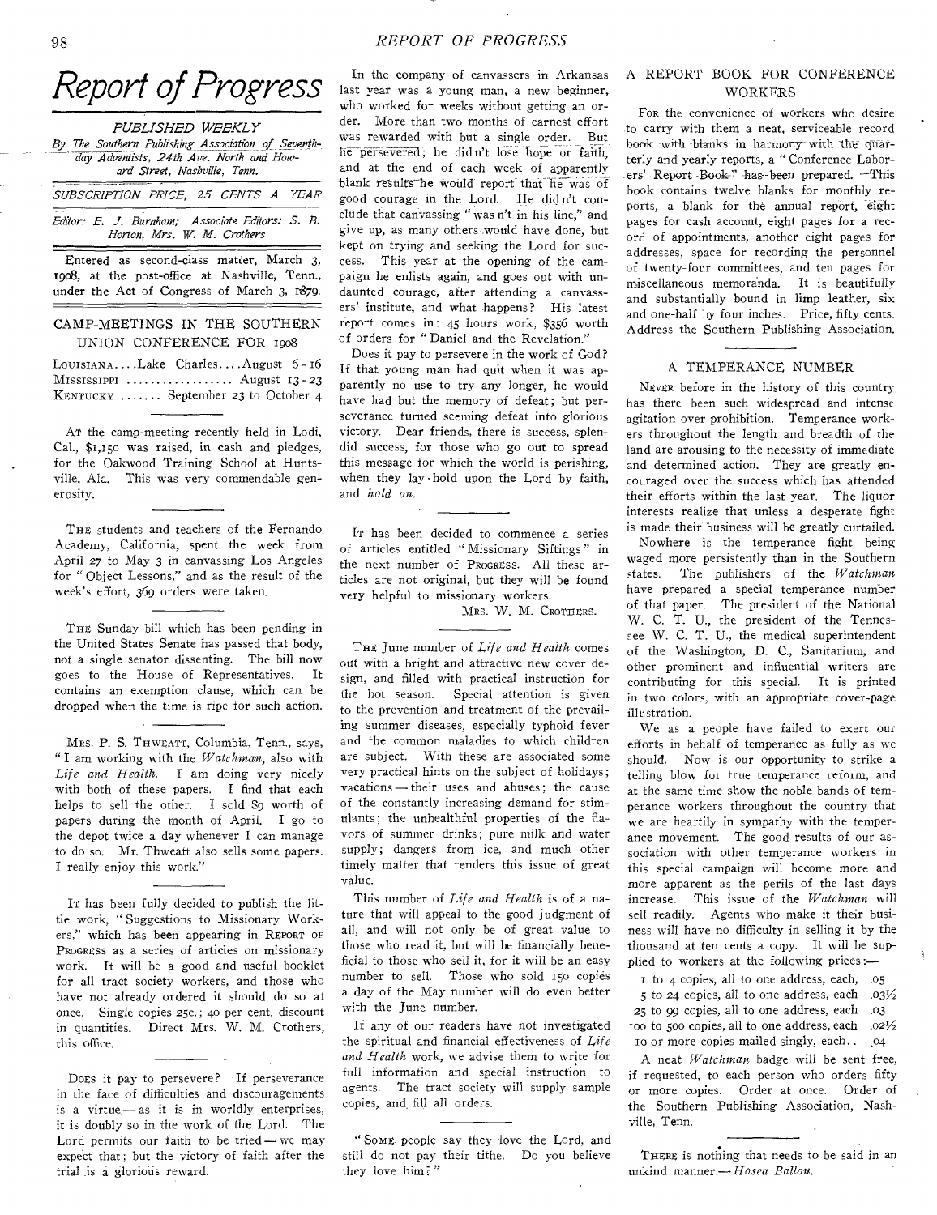# Report of Progress

*PUBLISHED WEEKLY*

*By The Southern Publishing Association of Seventh-day Adventists, 24th Ave. North and Howard Street, Nashville, Tenn.*

*SUBSCRIPTION PRICE, 25 CENTS A YEAR*

*Editor: E. J. Burnham; Associate Editors: S. B. Horton, Mrs. W. M. Crothers*

Entered as second-class matter, March 3, 1908, at the post-office at Nashville, Tenn., under the Act of Congress of March 3, 1879.

## CAMP-MEETINGS IN THE SOUTHERN UNION CONFERENCE FOR 1908

LOUISIANA....Lake Charles....August 6-16
MISSISSIPPI .................. August 13-23
KENTUCKY ....... September 23 to October 4

AT the camp-meeting recently held in Lodi, Cal., $1,150 was raised, in cash and pledges, for the Oakwood Training School at Huntsville, Ala. This was very commendable generosity.

THE students and teachers of the Fernando Academy, California, spent the week from April 27 to May 3 in canvassing Los Angeles for "Object Lessons," and as the result of the week's effort, 369 orders were taken.

THE Sunday bill which has been pending in the United States Senate has passed that body, not a single senator dissenting. The bill now goes to the House of Representatives. It contains an exemption clause, which can be dropped when the time is ripe for such action.

MRS. P. S. THWEATT, Columbia, Tenn., says, "I am working with the *Watchman,* also with *Life and Health.* I am doing very nicely with both of these papers. I find that each helps to sell the other. I sold $9 worth of papers during the month of April. I go to the depot twice a day whenever I can manage to do so. Mr. Thweatt also sells some papers. I really enjoy this work."

IT has been fully decided to publish the little work, "Suggestions to Missionary Workers," which has been appearing in REPORT OF PROGRESS as a series of articles on missionary work. It will be a good and useful booklet for all tract society workers, and those who have not already ordered it should do so at once. Single copies 25c.; 40 per cent. discount in quantities. Direct Mrs. W. M. Crothers, this office.

DOES it pay to persevere? If perseverance in the face of difficulties and discouragements is a virtue — as it is in worldly enterprises, it is doubly so in the work of the Lord. The Lord permits our faith to be tried — we may expect that; but the victory of faith after the trial is a glorious reward.

In the company of canvassers in Arkansas last year was a young man, a new beginner, who worked for weeks without getting an order. More than two months of earnest effort was rewarded with but a single order. But he persevered; he didn't lose hope or faith, and at the end of each week of apparently blank results he would report that he was of good courage in the Lord. He didn't conclude that canvassing "wasn't in his line," and give up, as many others would have done, but kept on trying and seeking the Lord for success. This year at the opening of the campaign he enlists again, and goes out with undaunted courage, after attending a canvassers' institute, and what happens? His latest report comes in: 45 hours work, $356 worth of orders for "Daniel and the Revelation."

Does it pay to persevere in the work of God? If that young man had quit when it was apparently no use to try any longer, he would have had but the memory of defeat; but perseverance turned seeming defeat into glorious victory. Dear friends, there is success, splendid success, for those who go out to spread this message for which the world is perishing, when they lay hold upon the Lord by faith, and *hold on.*

IT has been decided to commence a series of articles entitled "Missionary Siftings" in the next number of PROGRESS. All these articles are not original, but they will be found very helpful to missionary workers.

MRS. W. M. CROTHERS.

THE June number of *Life and Health* comes out with a bright and attractive new cover design, and filled with practical instruction for the hot season. Special attention is given to the prevention and treatment of the prevailing summer diseases, especially typhoid fever and the common maladies to which children are subject. With these are associated some very practical hints on the subject of holidays; vacations — their uses and abuses; the cause of the constantly increasing demand for stimulants; the unhealthful properties of the flavors of summer drinks; pure milk and water supply; dangers from ice, and much other timely matter that renders this issue of great value.

This number of *Life and Health* is of a nature that will appeal to the good judgment of all, and will not only be of great value to those who read it, but will be financially beneficial to those who sell it, for it will be an easy number to sell. Those who sold 150 copies a day of the May number will do even better with the June number.

If any of our readers have not investigated the spiritual and financial effectiveness of *Life and Health* work, we advise them to write for full information and special instruction to agents. The tract society will supply sample copies, and fill all orders.

"SOME people say they love the Lord, and still do not pay their tithe. Do you believe they love him?"

## A REPORT BOOK FOR CONFERENCE WORKERS

FOR the convenience of workers who desire to carry with them a neat, serviceable record book with blanks in harmony with the quarterly and yearly reports, a "Conference Laborers' Report Book" has been prepared. This book contains twelve blanks for monthly reports, a blank for the annual report, eight pages for cash account, eight pages for a record of appointments, another eight pages for addresses, space for recording the personnel of twenty-four committees, and ten pages for miscellaneous memoranda. It is beautifully and substantially bound in limp leather, six and one-half by four inches. Price, fifty cents. Address the Southern Publishing Association.

## A TEMPERANCE NUMBER

NEVER before in the history of this country has there been such widespread and intense agitation over prohibition. Temperance workers throughout the length and breadth of the land are arousing to the necessity of immediate and determined action. They are greatly encouraged over the success which has attended their efforts within the last year. The liquor interests realize that unless a desperate fight is made their business will be greatly curtailed.

Nowhere is the temperance fight being waged more persistently than in the Southern states. The publishers of the *Watchman* have prepared a special temperance number of that paper. The president of the National W. C. T. U., the president of the Tennessee W. C. T. U., the medical superintendent of the Washington, D. C., Sanitarium, and other prominent and influential writers are contributing for this special. It is printed in two colors, with an appropriate cover-page illustration.

We as a people have failed to exert our efforts in behalf of temperance as fully as we should. Now is our opportunity to strike a telling blow for true temperance reform, and at the same time show the noble bands of temperance workers throughout the country that we are heartily in sympathy with the temperance movement. The good results of our association with other temperance workers in this special campaign will become more and more apparent as the perils of the last days increase. This issue of the *Watchman* will sell readily. Agents who make it their business will have no difficulty in selling it by the thousand at ten cents a copy. It will be supplied to workers at the following prices:—

| | |
|---|---|
| 1 to 4 copies, all to one address, each, | .05 |
| 5 to 24 copies, all to one address, each | .03½ |
| 25 to 99 copies, all to one address, each | .03 |
| 100 to 500 copies, all to one address, each | .02½ |
| 10 or more copies mailed singly, each.. | .04 |

A neat *Watchman* badge will be sent free, if requested, to each person who orders fifty or more copies. Order at once. Order of the Southern Publishing Association, Nashville, Tenn.

THERE is nothing that needs to be said in an unkind manner.—*Hosea Ballou.*